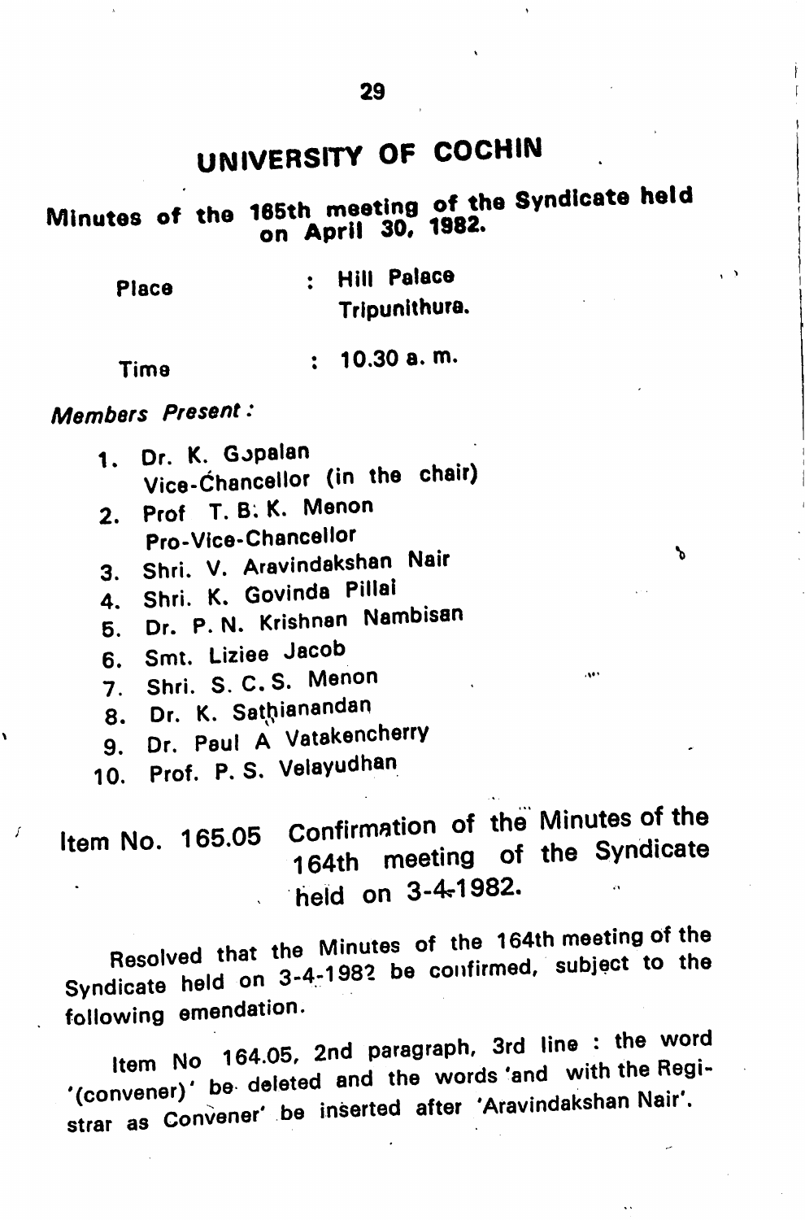# UNIVERSITY OF COCHIN

## Minutes of the 165th meeting of the Syndicate held on April 30, 1982.

Place : Hill Palace Tripunithura.

Time : 10.30 a. m.

*Members Present :*

1. Dr. K. Gopalan Vice-Chancellor (in the chair)
2. Prof T. B. K. Menon Pro-Vice-Chancellor
3. Shri. V. Aravindakshan Nair
4. Shri. K. Govinda Pillai
5. Dr. P. N. Krishnan Nambisan
6. Smt. Liziee Jacob
7. Shri. S. C. S. Menon
8. Dr. K. Sathianandan
9. Dr. Paul A Vatakencherry
10. Prof. P. S. Velayudhan

**Item No. 165.05 Confirmation of the Minutes of the 164th meeting of the Syndicate held on 3-4-1982.**

Resolved that the Minutes of the 164th meeting of the Syndicate held on 3-4-1982 be confirmed, subject to the following emendation.

Item No 164.05, 2nd paragraph, 3rd line : the word '(convener)' be deleted and the words 'and with the Registrar as Convener' be inserted after 'Aravindakshan Nair'.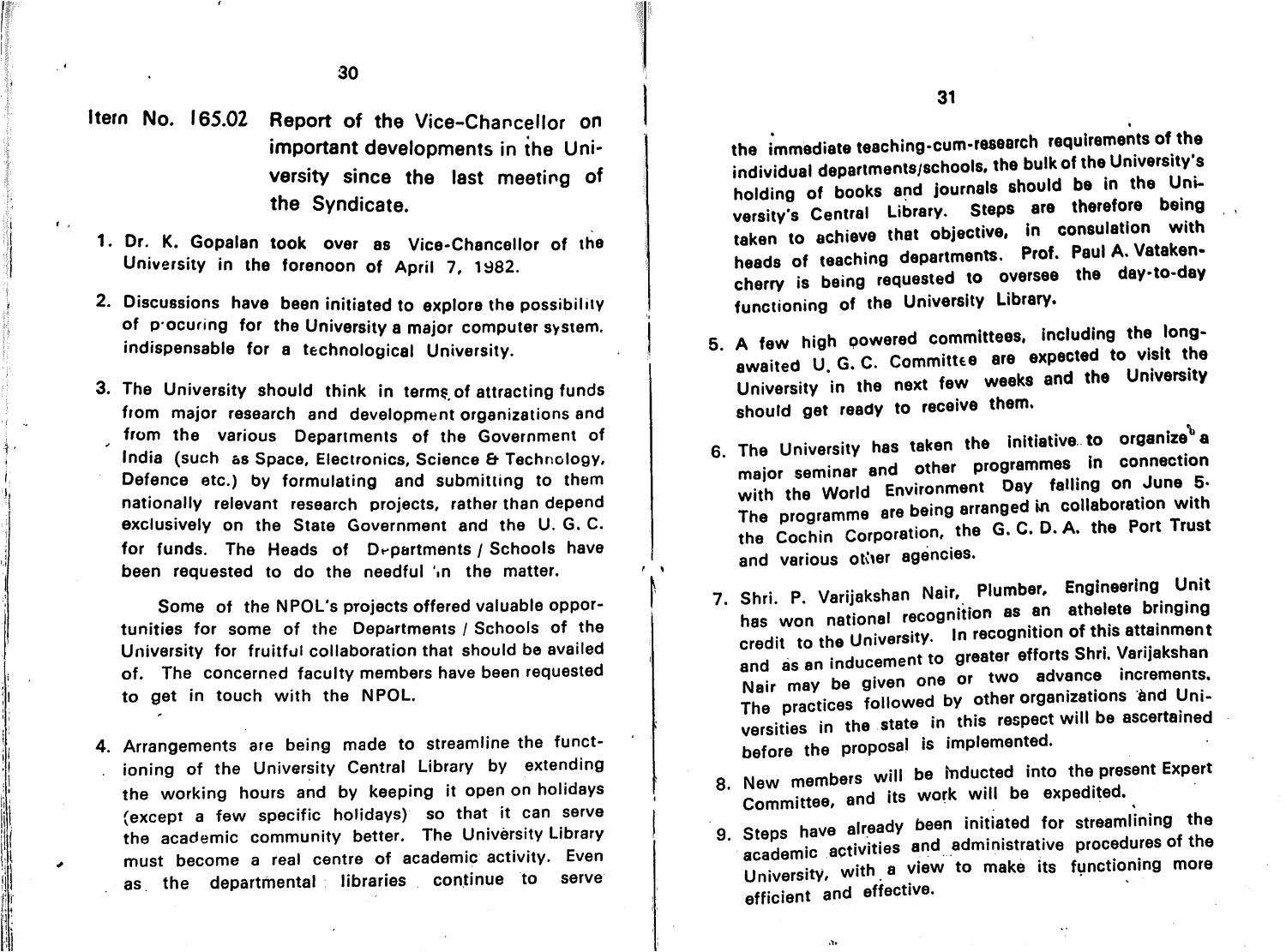## Item No. 165.02 Report of the Vice-Chancellor on important developments in the University since the last meeting of the Syndicate.

1. Dr. K. Gopalan took over as Vice-Chancellor of the University in the forenoon of April 7, 1982.

2. Discussions have been initiated to explore the possibility of procuring for the University a major computer system, indispensable for a technological University.

3. The University should think in terms of attracting funds from major research and development organizations and from the various Departments of the Government of India (such as Space, Electronics, Science & Technology, Defence etc.) by formulating and submitting to them nationally relevant research projects, rather than depend exclusively on the State Government and the U. G. C. for funds. The Heads of Departments / Schools have been requested to do the needful in the matter.

   Some of the NPOL's projects offered valuable opportunities for some of the Departments / Schools of the University for fruitful collaboration that should be availed of. The concerned faculty members have been requested to get in touch with the NPOL.

4. Arrangements are being made to streamline the functioning of the University Central Library by extending the working hours and by keeping it open on holidays (except a few specific holidays) so that it can serve the academic community better. The University Library must become a real centre of academic activity. Even as the departmental libraries continue to serve the immediate teaching-cum-research requirements of the individual departments/schools, the bulk of the University's holding of books and journals should be in the University's Central Library. Steps are therefore being taken to achieve that objective, in consulation with heads of teaching departments. Prof. Paul A. Vatakencherry is being requested to oversee the day-to-day functioning of the University Library.

5. A few high powered committees, including the long-awaited U. G. C. Committee are expected to visit the University in the next few weeks and the University should get ready to receive them.

6. The University has taken the initiative to organize a major seminar and other programmes in connection with the World Environment Day falling on June 5. The programme are being arranged in collaboration with the Cochin Corporation, the G. C. D. A. the Port Trust and various other agencies.

7. Shri. P. Varijakshan Nair, Plumber, Engineering Unit has won national recognition as an athelete bringing credit to the University. In recognition of this attainment and as an inducement to greater efforts Shri. Varijakshan Nair may be given one or two advance increments. The practices followed by other organizations and Universities in the state in this respect will be ascertained before the proposal is implemented.

8. New members will be inducted into the present Expert Committee, and its work will be expedited.

9. Steps have already been initiated for streamlining the academic activities and administrative procedures of the University, with a view to make its functioning more efficient and effective.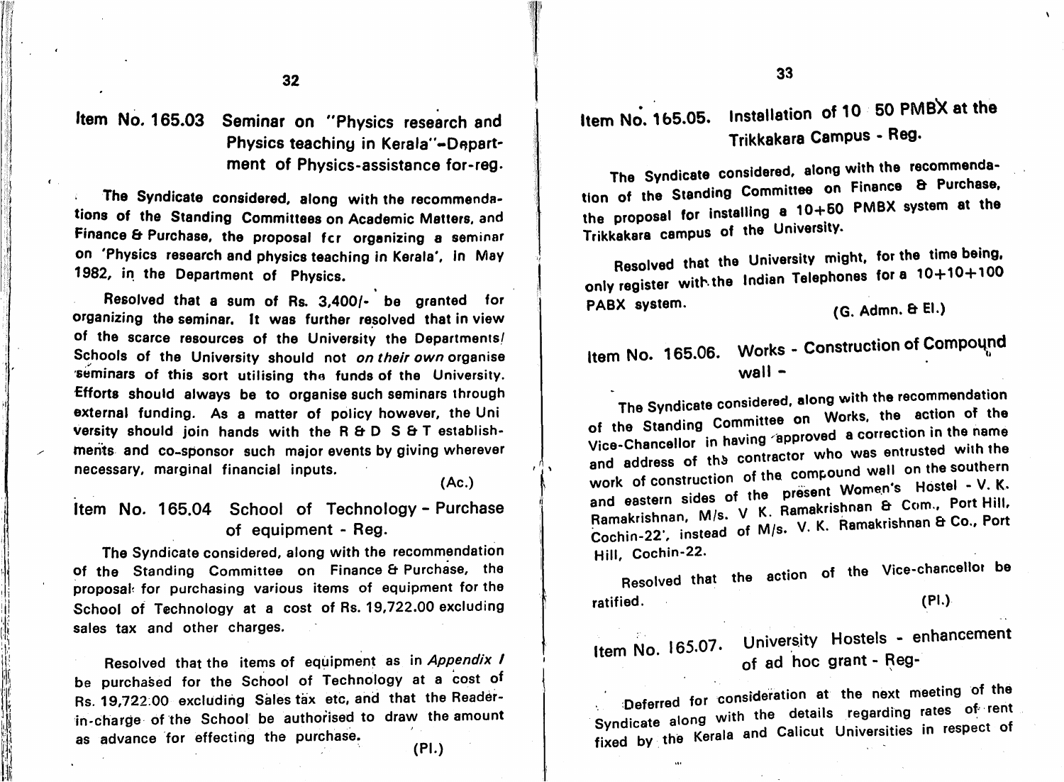## Item No. 165.03 Seminar on "Physics research and Physics teaching in Kerala"–Department of Physics-assistance for-reg.

The Syndicate considered, along with the recommendations of the Standing Committees on Academic Matters, and Finance & Purchase, the proposal for organizing a seminar on 'Physics research and physics teaching in Kerala', in May 1982, in the Department of Physics.

Resolved that a sum of Rs. 3,400/- be granted for organizing the seminar. It was further resolved that in view of the scarce resources of the University the Departments/Schools of the University should not *on their own* organise seminars of this sort utilising the funds of the University. Efforts should always be to organise such seminars through external funding. As a matter of policy however, the University should join hands with the R & D S & T establishments and co-sponsor such major events by giving wherever necessary, marginal financial inputs.

(Ac.)

## Item No. 165.04 School of Technology - Purchase of equipment - Reg.

The Syndicate considered, along with the recommendation of the Standing Committee on Finance & Purchase, the proposal for purchasing various items of equipment for the School of Technology at a cost of Rs. 19,722.00 excluding sales tax and other charges.

Resolved that the items of equipment as in *Appendix I* be purchased for the School of Technology at a cost of Rs. 19,722.00 excluding Sales tax etc, and that the Reader-in-charge of the School be authorised to draw the amount as advance for effecting the purchase.

(Pl.)

## Item No. 165.05. Installation of 10 50 PMBX at the Trikkakara Campus - Reg.

The Syndicate considered, along with the recommendation of the Standing Committee on Finance & Purchase, the proposal for installing a 10+50 PMBX system at the Trikkakara campus of the University.

Resolved that the University might, for the time being, only register with the Indian Telephones for a 10+10+100 PABX system.

(G. Admn. & El.)

## Item No. 165.06. Works - Construction of Compound wall -

The Syndicate considered, along with the recommendation of the Standing Committee on Works, the action of the Vice-Chancellor in having approved a correction in the name and address of the contractor who was entrusted with the work of construction of the compound wall on the southern and eastern sides of the present Women's Hostel - V. K. Ramakrishnan, M/s. V K. Ramakrishnan & Com., Port Hill, Cochin-22', instead of M/s. V. K. Ramakrishnan & Co., Port Hill, Cochin-22.

Resolved that the action of the Vice-chancellor be ratified.

(Pl.)

## Item No. 165.07. University Hostels - enhancement of ad hoc grant - Reg-

Deferred for consideration at the next meeting of the Syndicate along with the details regarding rates of rent fixed by the Kerala and Calicut Universities in respect of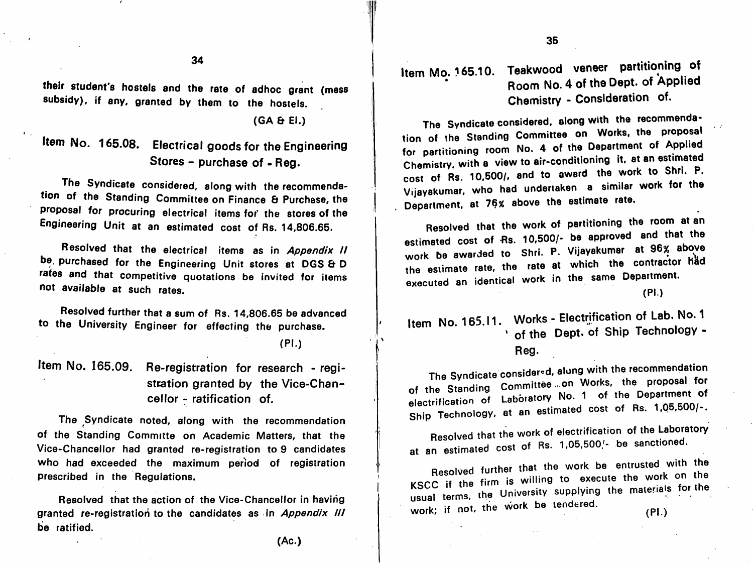their student's hostels and the rate of adhoc grant (mess subsidy), if any, granted by them to the hostels.

(GA & El.)

## Item No. 165.08. Electrical goods for the Engineering Stores – purchase of - Reg.

The Syndicate considered, along with the recommendation of the Standing Committee on Finance & Purchase, the proposal for procuring electrical items for the stores of the Engineering Unit at an estimated cost of Rs. 14,806.65.

Resolved that the electrical items as in *Appendix II* be purchased for the Engineering Unit stores at DGS & D rates and that competitive quotations be invited for items not available at such rates.

Resolved further that a sum of Rs. 14,806.65 be advanced to the University Engineer for effecting the purchase.

(Pl.)

## Item No. 165.09. Re-registration for research - registration granted by the Vice-Chancellor - ratification of.

The Syndicate noted, along with the recommendation of the Standing Committe on Academic Matters, that the Vice-Chancellor had granted re-registration to 9 candidates who had exceeded the maximum period of registration prescribed in the Regulations.

Resolved that the action of the Vice-Chancellor in having granted re-registration to the candidates as in *Appendix III* be ratified.

(Ac.)

## Item Mo. 165.10. Teakwood veneer partitioning of Room No. 4 of the Dept. of Applied Chemistry - Consideration of.

The Syndicate considered, along with the recommendation of the Standing Committee on Works, the proposal for partitioning room No. 4 of the Department of Applied Chemistry, with a view to air-conditioning it, at an estimated cost of Rs. 10,500/, and to award the work to Shri. P. Vijayakumar, who had undertaken a similar work for the Department, at 76% above the estimate rate.

Resolved that the work of partitioning the room at an estimated cost of Rs. 10,500/- be approved and that the work be awarded to Shri. P. Vijayakumar at 96% above the estimate rate, the rate at which the contractor had executed an identical work in the same Department.

(Pl.)

## Item No. 165.11. Works - Electrification of Lab. No. 1 of the Dept. of Ship Technology - Reg.

The Syndicate considered, along with the recommendation of the Standing Committee on Works, the proposal for electrification of Laboratory No. 1 of the Department of Ship Technology, at an estimated cost of Rs. 1,05,500/-.

Resolved that the work of electrification of the Laboratory at an estimated cost of Rs. 1,05,500/- be sanctioned.

Resolved further that the work be entrusted with the KSCC if the firm is willing to execute the work on the usual terms, the University supplying the materials for the work; if not, the work be tendered.

(Pl.)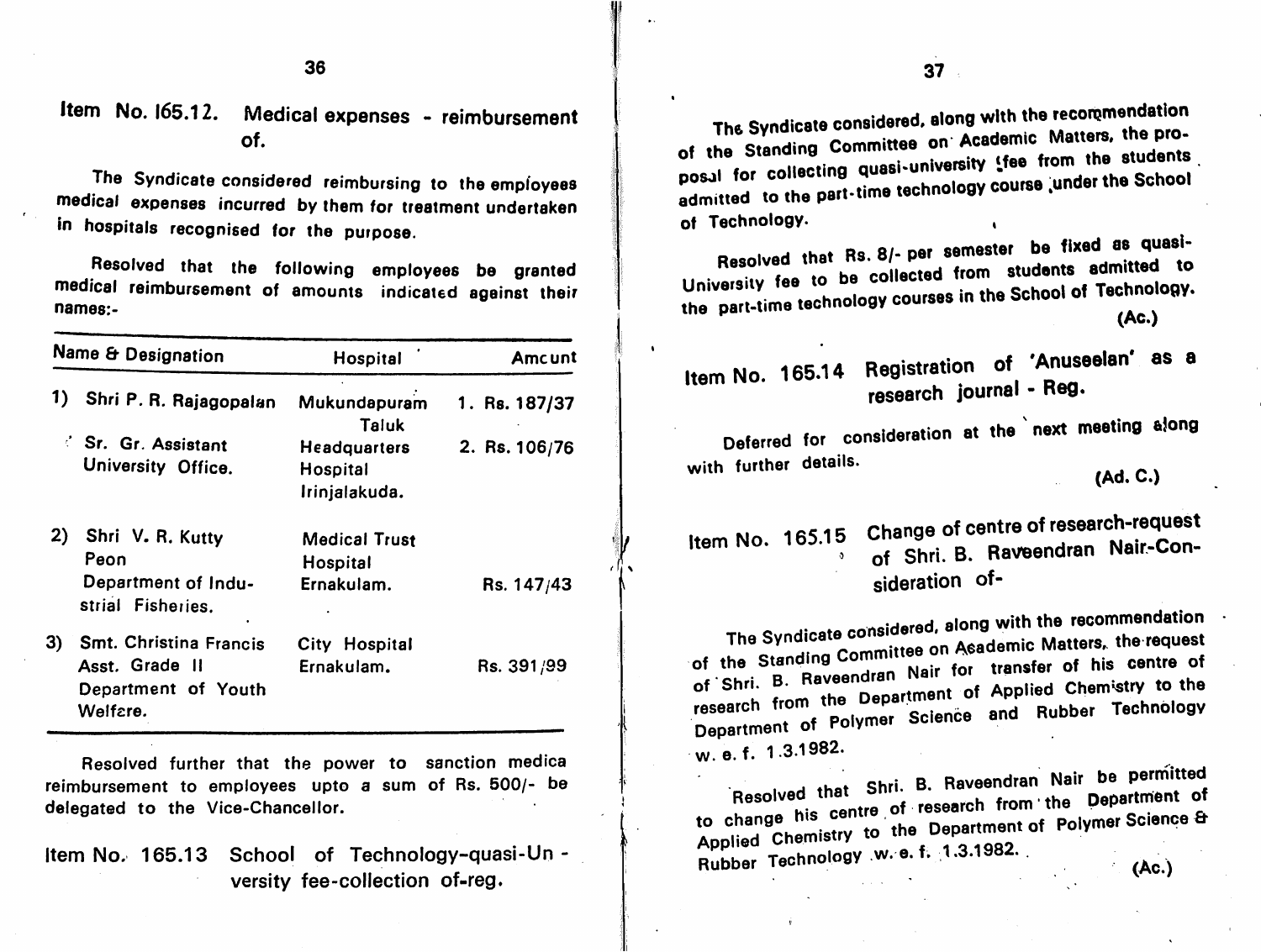## Item No. 165.12. Medical expenses - reimbursement of.

The Syndicate considered reimbursing to the employees medical expenses incurred by them for treatment undertaken in hospitals recognised for the purpose.

Resolved that the following employees be granted medical reimbursement of amounts indicated against their names:-

| Name & Designation | Hospital | Amount |
|---|---|---|
| 1) Shri P. R. Rajagopalan Sr. Gr. Assistant University Office. | Mukundapuram Taluk Headquarters Hospital Irinjalakuda. | 1. Rs. 187/37 2. Rs. 106/76 |
| 2) Shri V. R. Kutty Peon Department of Industrial Fisheries. | Medical Trust Hospital Ernakulam. | Rs. 147/43 |
| 3) Smt. Christina Francis Asst. Grade II Department of Youth Welfare. | City Hospital Ernakulam. | Rs. 391/99 |

Resolved further that the power to sanction medica reimbursement to employees upto a sum of Rs. 500/- be delegated to the Vice-Chancellor.

## Item No. 165.13 School of Technology-quasi-University fee-collection of-reg.

The Syndicate considered, along with the recommendation of the Standing Committee on Academic Matters, the proposal for collecting quasi-university fee from the students admitted to the part-time technology course under the School of Technology.

Resolved that Rs. 8/- per semester be fixed as quasi-University fee to be collected from students admitted to the part-time technology courses in the School of Technology.

(Ac.)

## Item No. 165.14 Registration of 'Anuseelan' as a research journal - Reg.

Deferred for consideration at the next meeting along with further details.

(Ad. C.)

## Item No. 165.15 Change of centre of research-request of Shri. B. Raveendran Nair-Consideration of-

The Syndicate considered, along with the recommendation of the Standing Committee on Academic Matters, the request of Shri. B. Raveendran Nair for transfer of his centre of research from the Department of Applied Chemistry to the Department of Polymer Science and Rubber Technology w. e. f. 1.3.1982.

Resolved that Shri. B. Raveendran Nair be permitted to change his centre of research from the Department of Applied Chemistry to the Department of Polymer Science & Rubber Technology w. e. f. 1.3.1982.

(Ac.)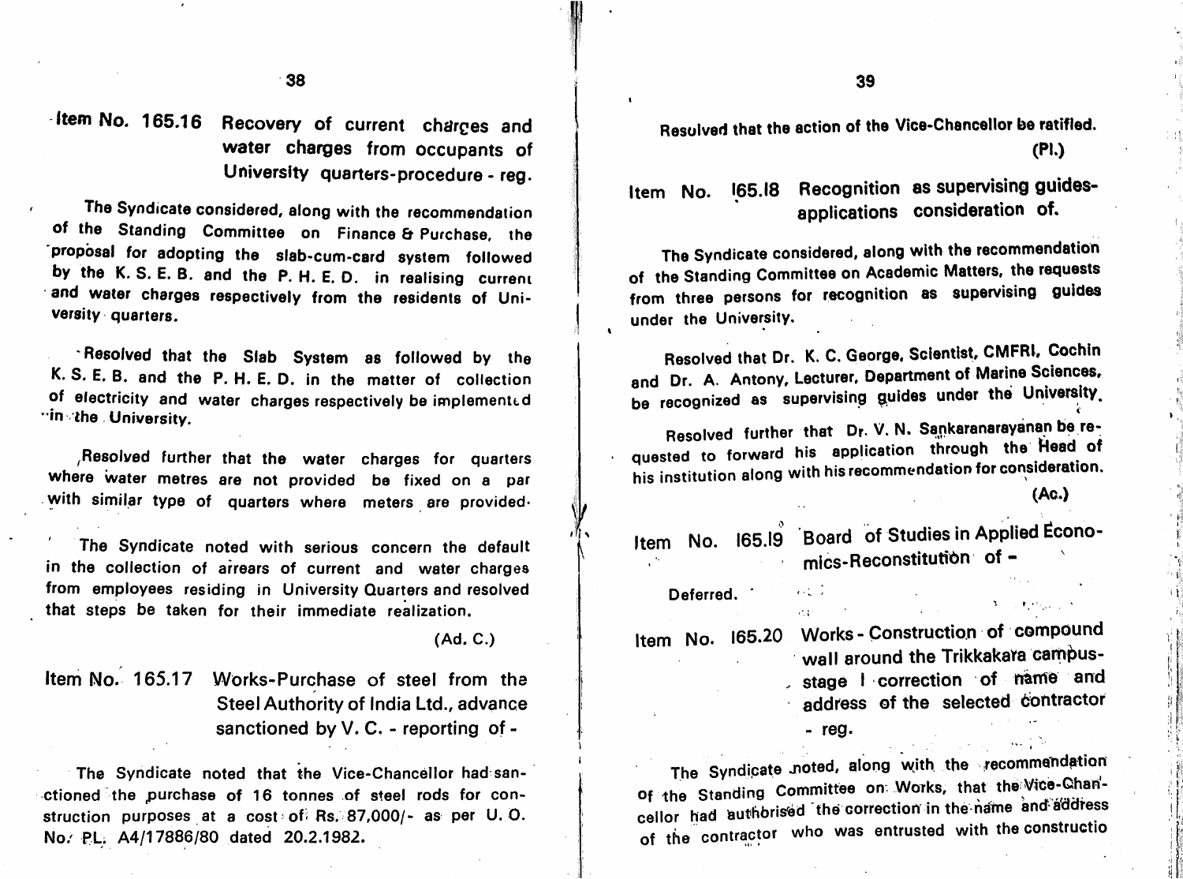## Item No. 165.16 Recovery of current charges and water charges from occupants of University quarters-procedure - reg.

The Syndicate considered, along with the recommendation of the Standing Committee on Finance & Purchase, the proposal for adopting the slab-cum-card system followed by the K. S. E. B. and the P. H. E. D. in realising current and water charges respectively from the residents of University quarters.

Resolved that the Slab System as followed by the K. S. E. B. and the P. H. E. D. in the matter of collection of electricity and water charges respectively be implemented in the University.

Resolved further that the water charges for quarters where water metres are not provided be fixed on a par with similar type of quarters where meters are provided.

The Syndicate noted with serious concern the default in the collection of arrears of current and water charges from employees residing in University Quarters and resolved that steps be taken for their immediate realization.

(Ad. C.)

## Item No. 165.17 Works-Purchase of steel from the Steel Authority of India Ltd., advance sanctioned by V. C. - reporting of -

The Syndicate noted that the Vice-Chancellor had sanctioned the purchase of 16 tonnes of steel rods for construction purposes at a cost of Rs. 87,000/- as per U. O. No. PL. A4/17886/80 dated 20.2.1982.

Resolved that the action of the Vice-Chancellor be ratified.

(Pl.)

## Item No. 165.18 Recognition as supervising guides-applications consideration of.

The Syndicate considered, along with the recommendation of the Standing Committee on Academic Matters, the requests from three persons for recognition as supervising guides under the University.

Resolved that Dr. K. C. George, Scientist, CMFRI, Cochin and Dr. A. Antony, Lecturer, Department of Marine Sciences, be recognized as supervising guides under the University.

Resolved further that Dr. V. N. Sankaranarayanan be requested to forward his application through the Head of his institution along with his recommendation for consideration.

(Ac.)

## Item No. 165.19 Board of Studies in Applied Economics-Reconstitution of -

Deferred.

## Item No. 165.20 Works - Construction of compound wall around the Trikkakara campus-stage I correction of name and address of the selected contractor - reg.

The Syndicate noted, along with the recommendation of the Standing Committee on Works, that the Vice-Chancellor had authorised the correction in the name and address of the contractor who was entrusted with the constructio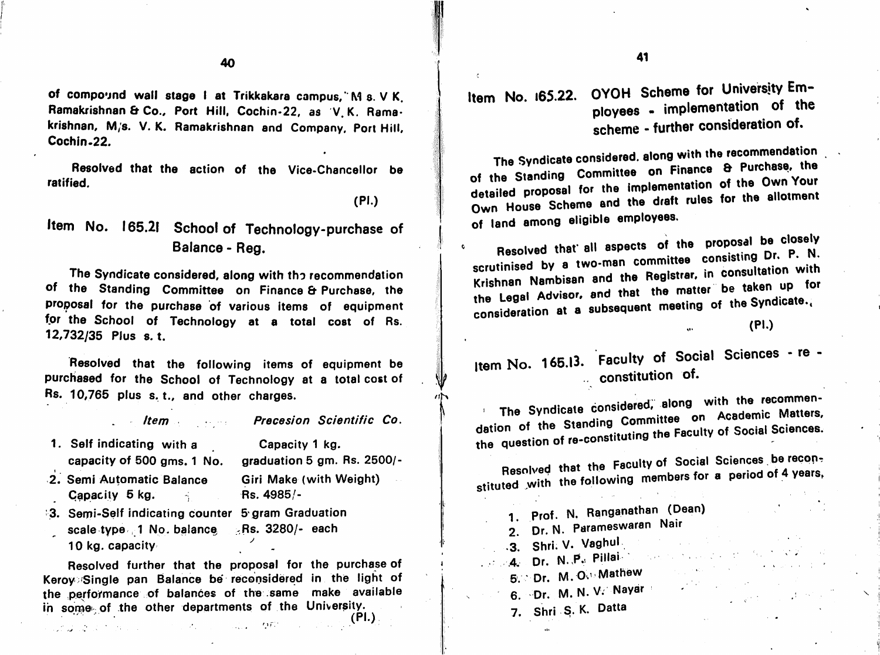of compound wall stage I at Trikkakara campus, M/s. V K. Ramakrishnan & Co., Port Hill, Cochin-22, as V.K. Ramakrishnan, M/s. V. K. Ramakrishnan and Company, Port Hill, Cochin-22.

Resolved that the action of the Vice-Chancellor be ratified.

(Pl.)

## Item No. 165.21 School of Technology-purchase of Balance - Reg.

The Syndicate considered, along with the recommendation of the Standing Committee on Finance & Purchase, the proposal for the purchase of various items of equipment for the School of Technology at a total cost of Rs. 12,732/35 Plus s. t.

Resolved that the following items of equipment be purchased for the School of Technology at a total cost of Rs. 10,765 plus s. t., and other charges.

| *Item* | *Precesion Scientific Co.* |
|---|---|
| 1. Self indicating with a capacity of 500 gms. 1 No. | Capacity 1 kg. graduation 5 gm. Rs. 2500/- |
| 2. Semi Automatic Balance Capacity 5 kg. | Giri Make (with Weight) Rs. 4985/- |
| 3. Semi-Self indicating counter scale type 1 No. balance 10 kg. capacity | 5 gram Graduation Rs. 3280/- each |

Resolved further that the proposal for the purchase of Keroy Single pan Balance be reconsidered in the light of the performance of balances of the same make available in some of the other departments of the University.

(Pl.)

## Item No. 165.22. OYOH Scheme for University Employees - implementation of the scheme - further consideration of.

The Syndicate considered, along with the recommendation of the Standing Committee on Finance & Purchase, the detailed proposal for the implementation of the Own Your Own House Scheme and the draft rules for the allotment of land among eligible employees.

Resolved that all aspects of the proposal be closely scrutinised by a two-man committee consisting Dr. P. N. Krishnan Nambisan and the Registrar, in consultation with the Legal Advisor, and that the matter be taken up for consideration at a subsequent meeting of the Syndicate.

(Pl.)

## Item No. 165.13. Faculty of Social Sciences - re - constitution of.

The Syndicate considered, along with the recommendation of the Standing Committee on Academic Matters, the question of re-constituting the Faculty of Social Sciences.

Resolved that the Faculty of Social Sciences be reconstituted with the following members for a period of 4 years,

1. Prof. N. Ranganathan (Dean)
2. Dr. N. Parameswaran Nair
3. Shri. V. Vaghul
4. Dr. N. P. Pillai
5. Dr. M. O. Mathew
6. Dr. M. N. V. Nayar
7. Shri S. K. Datta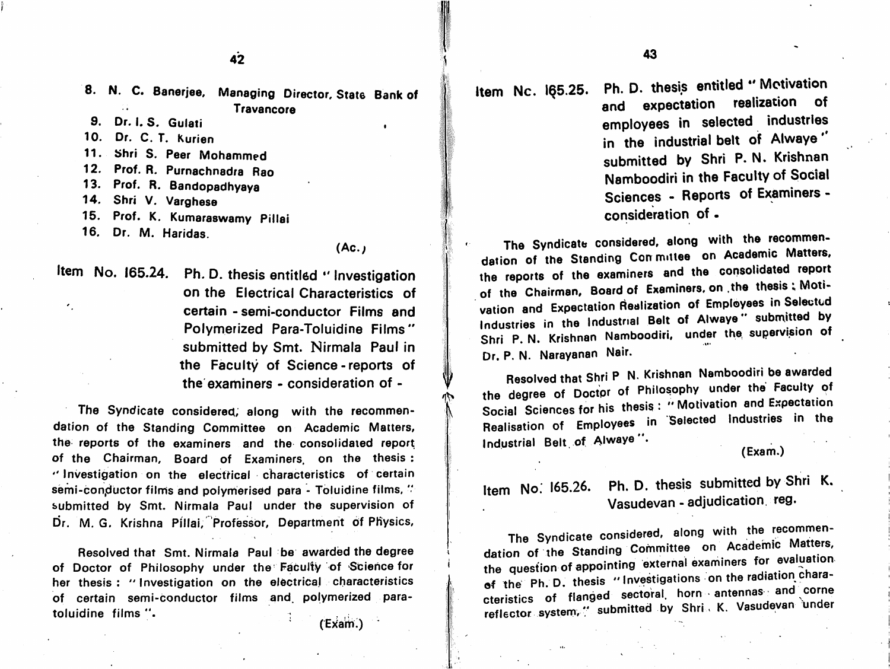8. N. C. Banerjee, Managing Director, State Bank of Travancore
9. Dr. I. S. Gulati
10. Dr. C. T. Kurien
11. Shri S. Peer Mohammed
12. Prof. R. Purnachnadra Rao
13. Prof. R. Bandopadhyaya
14. Shri V. Varghese
15. Prof. K. Kumaraswamy Pillai
16. Dr. M. Haridas.

(Ac.)

**Item No. 165.24. Ph. D. thesis entitled " Investigation on the Electrical Characteristics of certain - semi-conductor Films and Polymerized Para-Toluidine Films" submitted by Smt. Nirmala Paul in the Faculty of Science - reports of the examiners - consideration of -**

The Syndicate considered, along with the recommendation of the Standing Committee on Academic Matters, the reports of the examiners and the consolidated report of the Chairman, Board of Examiners, on the thesis : " Investigation on the electrical characteristics of certain semi-conductor films and polymerised para - Toluidine films, " submitted by Smt. Nirmala Paul under the supervision of Dr. M. G. Krishna Pillai, Professor, Department of Physics,

Resolved that Smt. Nirmala Paul be awarded the degree of Doctor of Philosophy under the Faculty of Science for her thesis : " Investigation on the electrical characteristics of certain semi-conductor films and polymerized para-toluidine films ".

(Exam.)

**Item No. 165.25. Ph. D. thesis entitled " Motivation and expectation realization of employees in selected industries in the industrial belt of Alwaye " submitted by Shri P. N. Krishnan Namboodiri in the Faculty of Social Sciences - Reports of Examiners - consideration of .**

The Syndicate considered, along with the recommendation of the Standing Committee on Academic Matters, the reports of the examiners and the consolidated report of the Chairman, Board of Examiners, on the thesis : Motivation and Expectation Realization of Employees in Selected Industries in the Industrial Belt of Alwaye " submitted by Shri P. N. Krishnan Namboodiri, under the supervision of Dr. P. N. Narayanan Nair.

Resolved that Shri P N. Krishnan Namboodiri be awarded the degree of Doctor of Philosophy under the Faculty of Social Sciences for his thesis : " Motivation and Expectation Realisation of Employees in Selected Industries in the Industrial Belt of Alwaye ".

(Exam.)

**Item No: 165.26. Ph. D. thesis submitted by Shri K. Vasudevan - adjudication reg.**

The Syndicate considered, along with the recommendation of the Standing Committee on Academic Matters, the question of appointing external examiners for evaluation of the Ph. D. thesis " Investigations on the radiation characteristics of flanged sectoral horn antennas and corne reflector system, " submitted by Shri K. Vasudevan under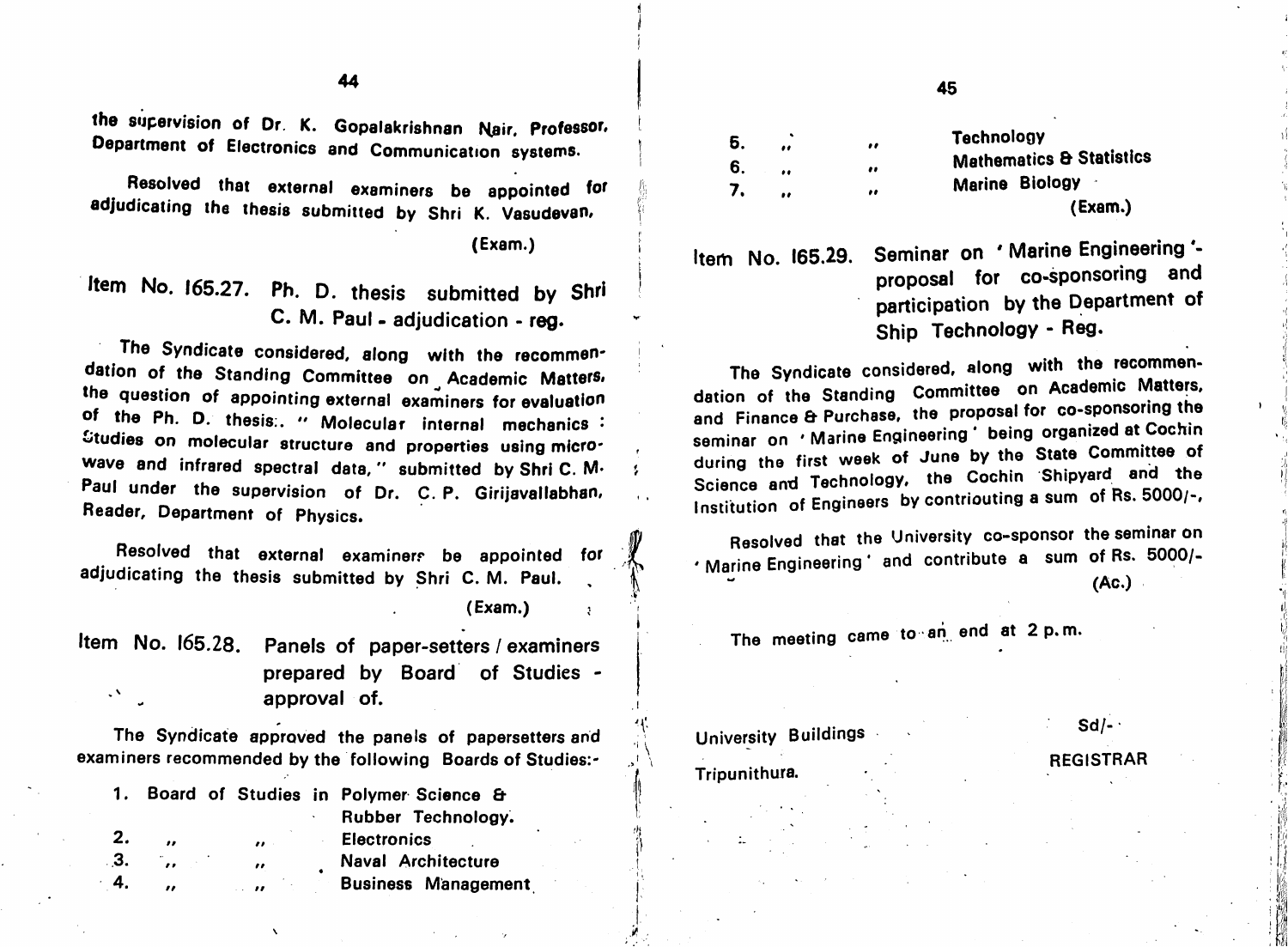the supervision of Dr. K. Gopalakrishnan Nair, Professor, Department of Electronics and Communication systems.

Resolved that external examiners be appointed for adjudicating the thesis submitted by Shri K. Vasudevan.

(Exam.)

### Item No. 165.27. Ph. D. thesis submitted by Shri C. M. Paul - adjudication - reg.

The Syndicate considered, along with the recommendation of the Standing Committee on Academic Matters, the question of appointing external examiners for evaluation of the Ph. D. thesis:. " Molecular internal mechanics : Studies on molecular structure and properties using microwave and infrared spectral data, " submitted by Shri C. M. Paul under the supervision of Dr. C. P. Girijavallabhan, Reader, Department of Physics.

Resolved that external examiners be appointed for adjudicating the thesis submitted by Shri C. M. Paul.

(Exam.)

### Item No. 165.28. Panels of paper-setters / examiners prepared by Board of Studies - approval of.

The Syndicate approved the panels of papersetters and examiners recommended by the following Boards of Studies:-

1. Board of Studies in Polymer Science & Rubber Technology.
2. " " Electronics
3. " " Naval Architecture
4. " " Business Management
5. " " Technology
6. " " Mathematics & Statistics
7. " " Marine Biology

(Exam.)

### Item No. 165.29. Seminar on ' Marine Engineering '- proposal for co-sponsoring and participation by the Department of Ship Technology - Reg.

The Syndicate considered, along with the recommendation of the Standing Committee on Academic Matters, and Finance & Purchase, the proposal for co-sponsoring the seminar on ' Marine Engineering ' being organized at Cochin during the first week of June by the State Committee of Science and Technology, the Cochin Shipyard and the Institution of Engineers by contriouting a sum of Rs. 5000/-,

Resolved that the University co-sponsor the seminar on ' Marine Engineering ' and contribute a sum of Rs. 5000/-

(Ac.)

The meeting came to an end at 2 p.m.

University Buildings
Tripunithura.

Sd/-
REGISTRAR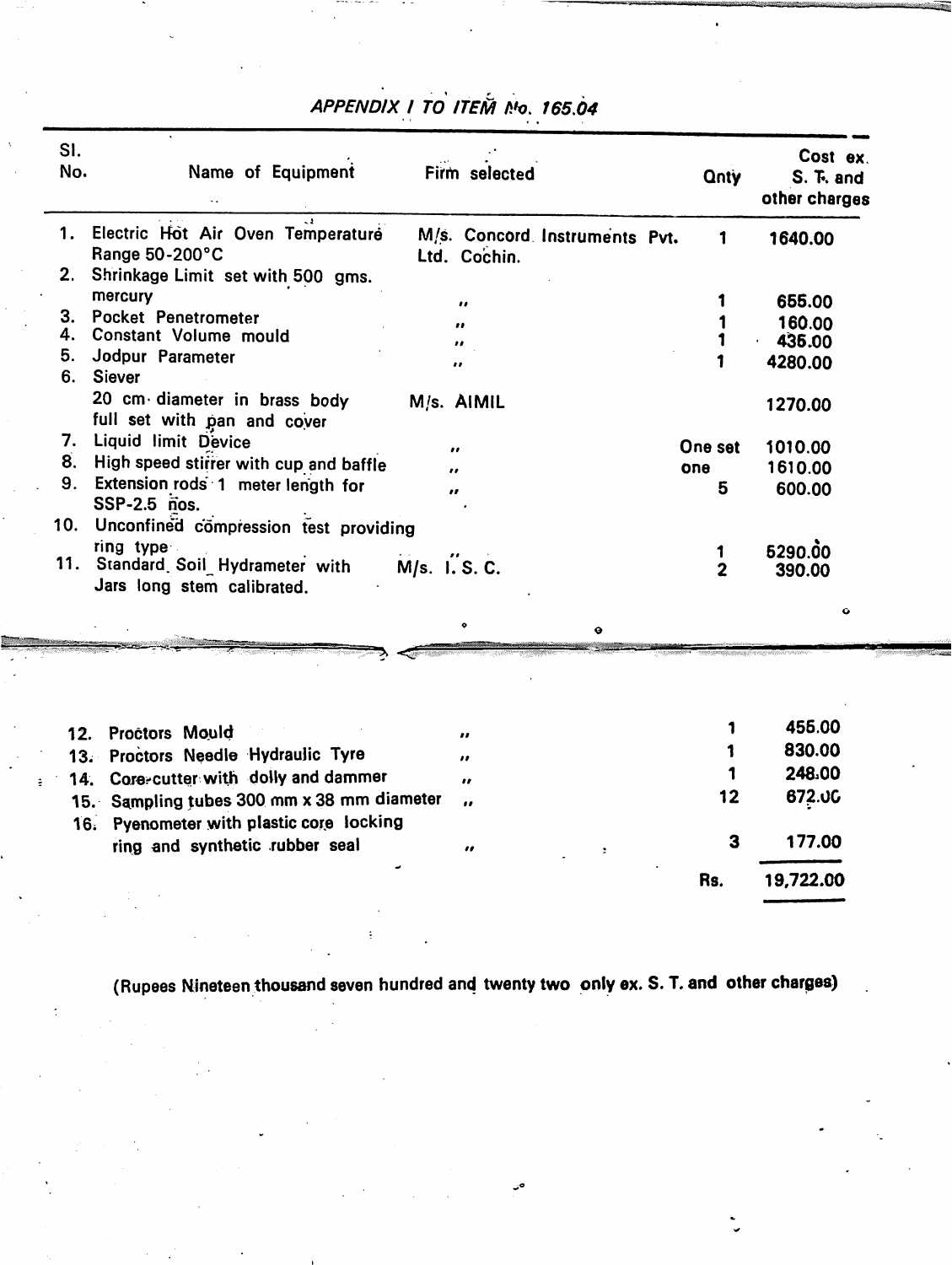## APPENDIX I TO ITEM No. 165.04

| Sl. No. | Name of Equipment | Firm selected | Qnty | Cost ex. S. T. and other charges |
|---|---|---|---|---|
| 1. | Electric Hot Air Oven Temperature Range 50-200°C | M/s. Concord Instruments Pvt. Ltd. Cochin. | 1 | 1640.00 |
| 2. | Shrinkage Limit set with 500 gms. mercury | ,, | 1 | 655.00 |
| 3. | Pocket Penetrometer | ,, | 1 | 160.00 |
| 4. | Constant Volume mould | ,, | 1 | 435.00 |
| 5. | Jodpur Parameter | ,, | 1 | 4280.00 |
| 6. | Siever 20 cm diameter in brass body full set with pan and cover | M/s. AIMIL | | 1270.00 |
| 7. | Liquid limit Device | ,, | One set | 1010.00 |
| 8. | High speed stirrer with cup and baffle | ,, | one | 1610.00 |
| 9. | Extension rods 1 meter length for SSP-2.5 nos. | ,, | 5 | 600.00 |
| 10. | Unconfined compression test providing ring type | ,, | 1 | 5290.00 |
| 11. | Standard Soil Hydrameter with Jars long stem calibrated. | M/s. I. S. C. | 2 | 390.00 |
| 12. | Proctors Mould | ,, | 1 | 455.00 |
| 13. | Proctors Needle Hydraulic Tyre | ,, | 1 | 830.00 |
| 14. | Core-cutter with dolly and dammer | ,, | 1 | 248.00 |
| 15. | Sampling tubes 300 mm x 38 mm diameter | ,, | 12 | 672.00 |
| 16. | Pyenometer with plastic core locking ring and synthetic rubber seal | ,, | 3 | 177.00 |
| | | | Rs. | 19,722.00 |

(Rupees Nineteen thousand seven hundred and twenty two only ex. S. T. and other charges)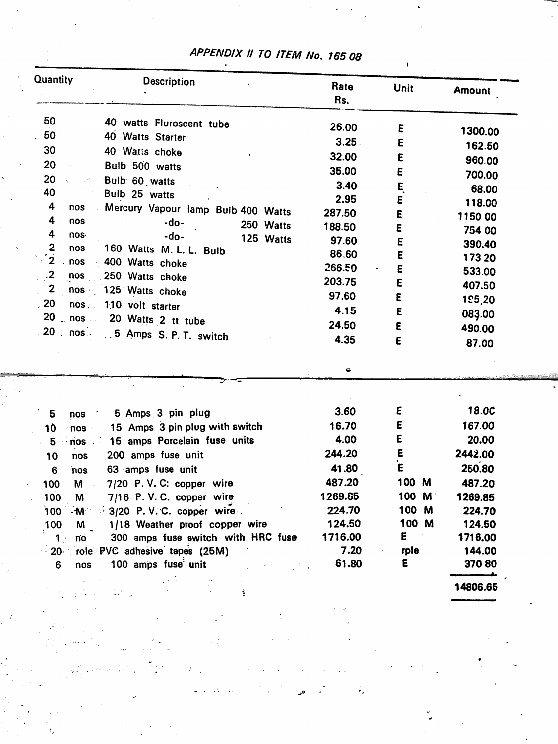# *APPENDIX II TO ITEM No. 165.08*

| Quantity | | Description | Rate Rs. | Unit | Amount |
|---|---|---|---|---|---|
| 50 | | 40 watts Fluroscent tube | 26.00 | E | 1300.00 |
| 50 | | 40 Watts Starter | 3.25 | E | 162.50 |
| 30 | | 40 Watts choke | 32.00 | E | 960.00 |
| 20 | | Bulb 500 watts | 35.00 | E | 700.00 |
| 20 | | Bulb 60 watts | 3.40 | E | 68.00 |
| 40 | | Bulb 25 watts | 2.95 | E | 118.00 |
| 4 | nos | Mercury Vapour lamp Bulb 400 Watts | 287.50 | E | 1150 00 |
| 4 | nos | -do- 250 Watts | 188.50 | E | 754 00 |
| 4 | nos | -do- 125 Watts | 97.60 | E | 390.40 |
| 2 | nos | 160 Watts M. L. L. Bulb | 86.60 | E | 173 20 |
| 2 | nos | 400 Watts choke | 266.50 | E | 533.00 |
| 2 | nos | 250 Watts choke | 203.75 | E | 407.50 |
| 2 | nos | 125 Watts choke | 97.60 | E | 195.20 |
| 20 | nos | 110 volt starter | 4.15 | E | 083.00 |
| 20 | nos | 20 Watts 2 tt tube | 24.50 | E | 490.00 |
| 20 | nos | 5 Amps S. P. T. switch | 4.35 | E | 87.00 |
| 5 | nos | 5 Amps 3 pin plug | 3.60 | E | 18.00 |
| 10 | nos | 15 Amps 3 pin plug with switch | 16.70 | E | 167.00 |
| 5 | nos | 15 amps Porcelain fuse units | 4.00 | E | 20.00 |
| 10 | nos | 200 amps fuse unit | 244.20 | E | 2442.00 |
| 6 | nos | 63 amps fuse unit | 41.80 | E | 250.80 |
| 100 | M | 7/20 P. V. C. copper wire | 487.20 | 100 M | 487.20 |
| 100 | M | 7/16 P. V. C. copper wire | 1269.85 | 100 M | 1269.85 |
| 100 | M | 3/20 P. V. C. copper wire | 224.70 | 100 M | 224.70 |
| 100 | M | 1/18 Weather proof copper wire | 124.50 | 100 M | 124.50 |
| 1 | no | 300 amps fuse switch with HRC fuse | 1716.00 | E | 1716.00 |
| 20 | role | PVC adhesive tapes (25M) | 7.20 | rple | 144.00 |
| 6 | nos | 100 amps fuse unit | 61.80 | E | 370 80 |
| | | | | | **14806.65** |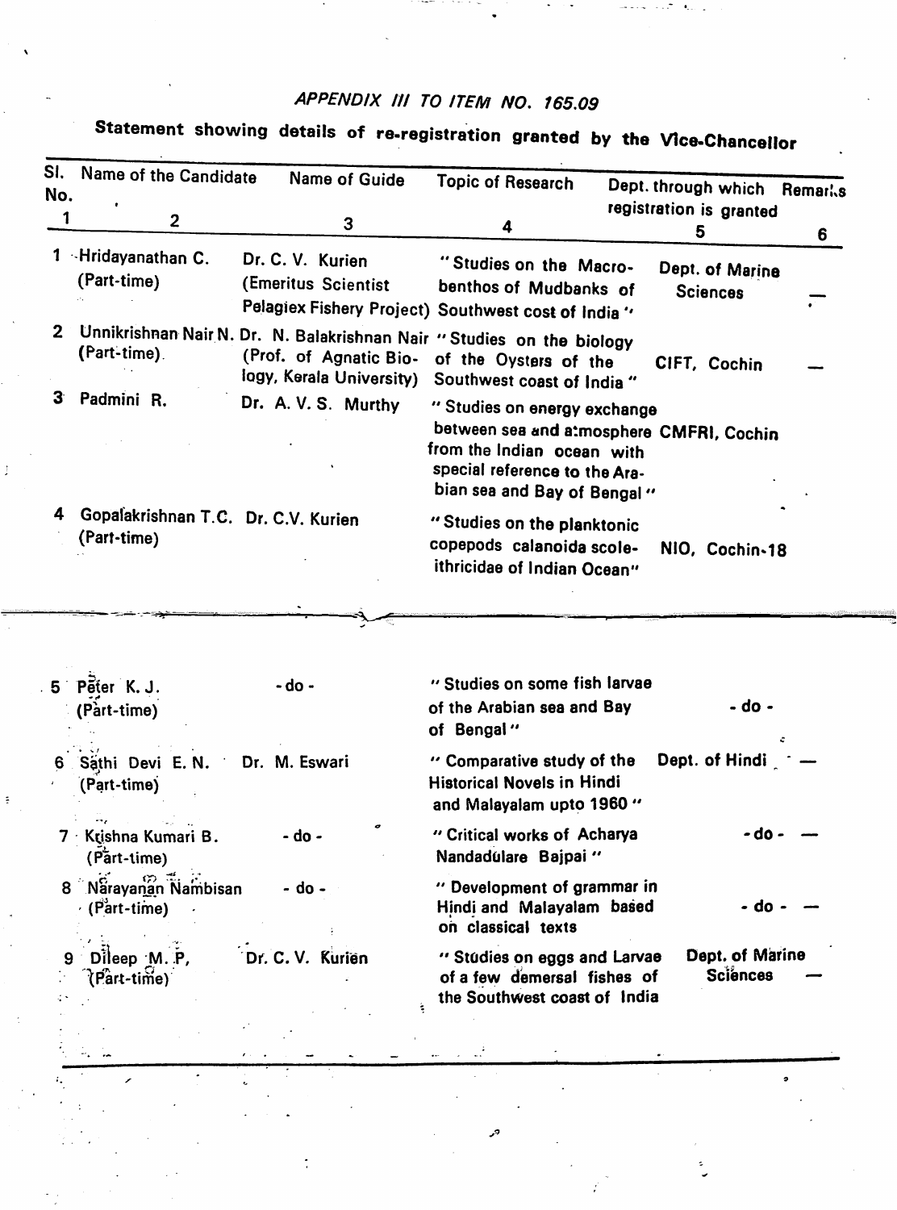*APPENDIX III TO ITEM NO. 165.09*

**Statement showing details of re-registration granted by the Vice-Chancellor**

| Sl. No. | Name of the Candidate | Name of Guide | Topic of Research | Dept. through which registration is granted | Remarks |
|---|---|---|---|---|---|
| 1 | 2 | 3 | 4 | 5 | 6 |
| 1 | Hridayanathan C. (Part-time) | Dr. C. V. Kurien (Emeritus Scientist Pelagiex Fishery Project) | " Studies on the Macrobenthos of Mudbanks of Southwest cost of India " | Dept. of Marine Sciences | — |
| 2 | Unnikrishnan Nair N. (Part-time) | Dr. N. Balakrishnan Nair (Prof. of Agnatic Biology, Kerala University) | " Studies on the biology of the Oysters of the Southwest coast of India " | CIFT, Cochin | — |
| 3 | Padmini R. | Dr. A. V. S. Murthy | " Studies on energy exchange between sea and atmosphere from the Indian ocean with special reference to the Arabian sea and Bay of Bengal " | CMFRI, Cochin | |
| 4 | Gopalakrishnan T.C. (Part-time) | Dr. C.V. Kurien | " Studies on the planktonic copepods calanoida scoleithricidae of Indian Ocean" | NIO, Cochin-18 | |
| 5 | Peter K. J. (Part-time) | - do - | " Studies on some fish larvae of the Arabian sea and Bay of Bengal " | - do - | |
| 6 | Sathi Devi E. N. (Part-time) | Dr. M. Eswari | " Comparative study of the Historical Novels in Hindi and Malayalam upto 1960 " | Dept. of Hindi | — |
| 7 | Krishna Kumari B. (Part-time) | - do - | " Critical works of Acharya Nandadulare Bajpai " | - do - | — |
| 8 | Narayanan Nambisan (Part-time) | - do - | " Development of grammar in Hindi and Malayalam based on classical texts | - do - | — |
| 9 | Dileep M. P, (Part-time) | Dr. C. V. Kurien | " Studies on eggs and Larvae of a few demersal fishes of the Southwest coast of India | Dept. of Marine Sciences | — |